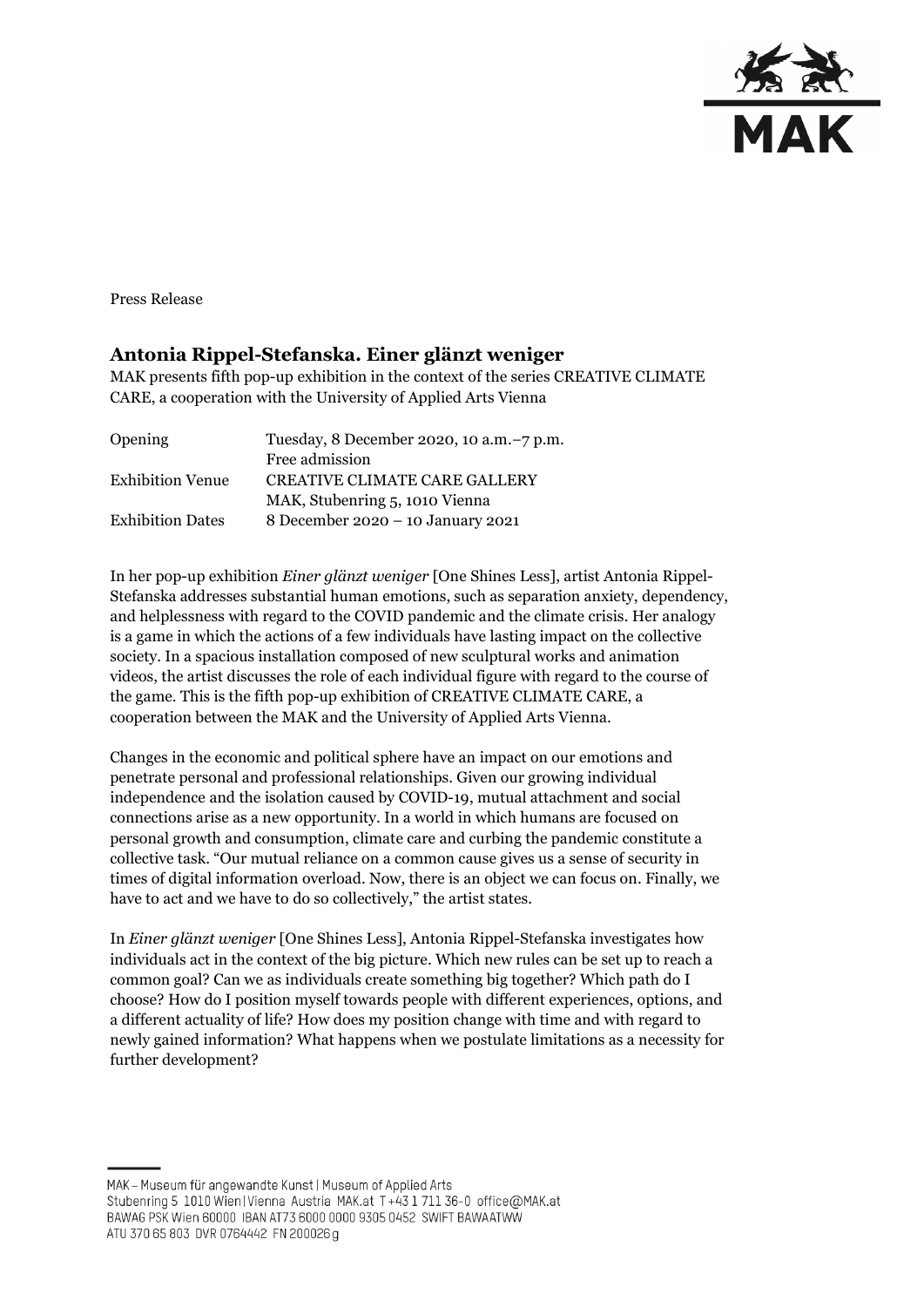Press Release

## Antonia Rippel-Stefanska. Einer glänzt weniger

MAK presents fifth pop-up exhibition in the context of the series CREATIVE CLIMATE CARE, a cooperation with the University of Applied Arts Vienna

| | |
|---|---|
| Opening | Tuesday, 8 December 2020, 10 a.m.–7 p.m. Free admission |
| Exhibition Venue | CREATIVE CLIMATE CARE GALLERY MAK, Stubenring 5, 1010 Vienna |
| Exhibition Dates | 8 December 2020 – 10 January 2021 |

In her pop-up exhibition *Einer glänzt weniger* [One Shines Less], artist Antonia Rippel-Stefanska addresses substantial human emotions, such as separation anxiety, dependency, and helplessness with regard to the COVID pandemic and the climate crisis. Her analogy is a game in which the actions of a few individuals have lasting impact on the collective society. In a spacious installation composed of new sculptural works and animation videos, the artist discusses the role of each individual figure with regard to the course of the game. This is the fifth pop-up exhibition of CREATIVE CLIMATE CARE, a cooperation between the MAK and the University of Applied Arts Vienna.

Changes in the economic and political sphere have an impact on our emotions and penetrate personal and professional relationships. Given our growing individual independence and the isolation caused by COVID-19, mutual attachment and social connections arise as a new opportunity. In a world in which humans are focused on personal growth and consumption, climate care and curbing the pandemic constitute a collective task. "Our mutual reliance on a common cause gives us a sense of security in times of digital information overload. Now, there is an object we can focus on. Finally, we have to act and we have to do so collectively," the artist states.

In *Einer glänzt weniger* [One Shines Less], Antonia Rippel-Stefanska investigates how individuals act in the context of the big picture. Which new rules can be set up to reach a common goal? Can we as individuals create something big together? Which path do I choose? How do I position myself towards people with different experiences, options, and a different actuality of life? How does my position change with time and with regard to newly gained information? What happens when we postulate limitations as a necessity for further development?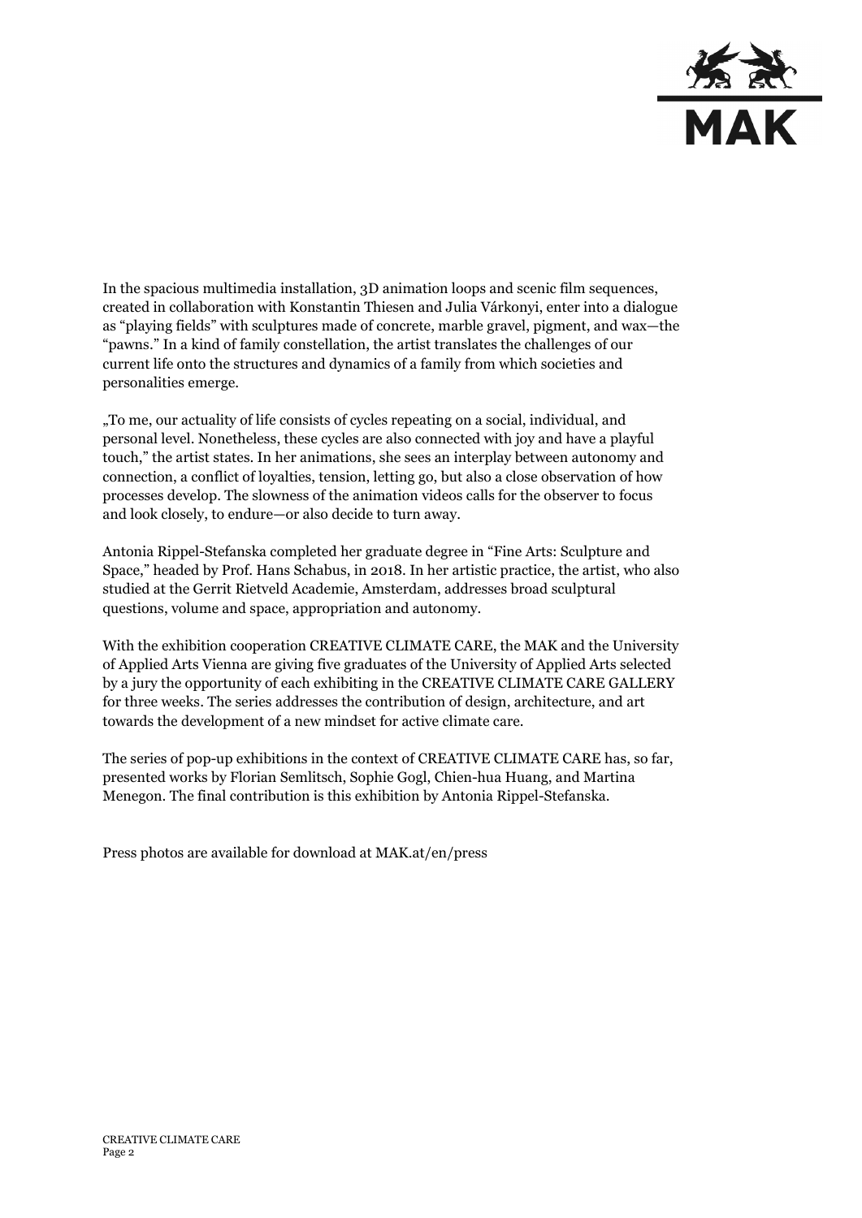In the spacious multimedia installation, 3D animation loops and scenic film sequences, created in collaboration with Konstantin Thiesen and Julia Várkonyi, enter into a dialogue as "playing fields" with sculptures made of concrete, marble gravel, pigment, and wax—the "pawns." In a kind of family constellation, the artist translates the challenges of our current life onto the structures and dynamics of a family from which societies and personalities emerge.

„To me, our actuality of life consists of cycles repeating on a social, individual, and personal level. Nonetheless, these cycles are also connected with joy and have a playful touch," the artist states. In her animations, she sees an interplay between autonomy and connection, a conflict of loyalties, tension, letting go, but also a close observation of how processes develop. The slowness of the animation videos calls for the observer to focus and look closely, to endure—or also decide to turn away.

Antonia Rippel-Stefanska completed her graduate degree in "Fine Arts: Sculpture and Space," headed by Prof. Hans Schabus, in 2018. In her artistic practice, the artist, who also studied at the Gerrit Rietveld Academie, Amsterdam, addresses broad sculptural questions, volume and space, appropriation and autonomy.

With the exhibition cooperation CREATIVE CLIMATE CARE, the MAK and the University of Applied Arts Vienna are giving five graduates of the University of Applied Arts selected by a jury the opportunity of each exhibiting in the CREATIVE CLIMATE CARE GALLERY for three weeks. The series addresses the contribution of design, architecture, and art towards the development of a new mindset for active climate care.

The series of pop-up exhibitions in the context of CREATIVE CLIMATE CARE has, so far, presented works by Florian Semlitsch, Sophie Gogl, Chien-hua Huang, and Martina Menegon. The final contribution is this exhibition by Antonia Rippel-Stefanska.

Press photos are available for download at MAK.at/en/press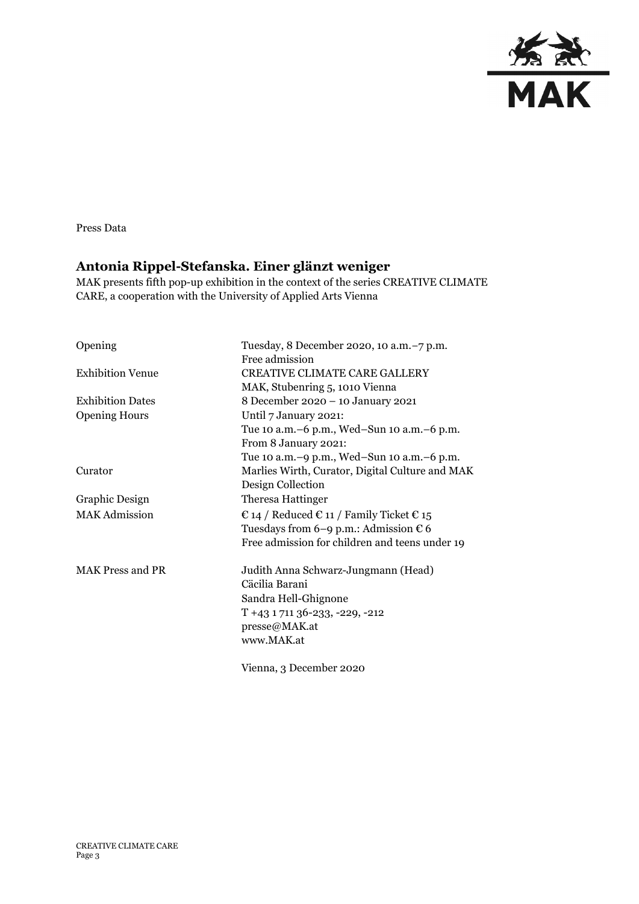Press Data

## Antonia Rippel-Stefanska. Einer glänzt weniger

MAK presents fifth pop-up exhibition in the context of the series CREATIVE CLIMATE CARE, a cooperation with the University of Applied Arts Vienna

| | |
|---|---|
| Opening | Tuesday, 8 December 2020, 10 a.m.–7 p.m.<br>Free admission |
| Exhibition Venue | CREATIVE CLIMATE CARE GALLERY<br>MAK, Stubenring 5, 1010 Vienna |
| Exhibition Dates | 8 December 2020 – 10 January 2021 |
| Opening Hours | Until 7 January 2021:<br>Tue 10 a.m.–6 p.m., Wed–Sun 10 a.m.–6 p.m.<br>From 8 January 2021:<br>Tue 10 a.m.–9 p.m., Wed–Sun 10 a.m.–6 p.m. |
| Curator | Marlies Wirth, Curator, Digital Culture and MAK Design Collection |
| Graphic Design | Theresa Hattinger |
| MAK Admission | € 14 / Reduced € 11 / Family Ticket € 15<br>Tuesdays from 6–9 p.m.: Admission € 6<br>Free admission for children and teens under 19 |
| MAK Press and PR | Judith Anna Schwarz-Jungmann (Head)<br>Cäcilia Barani<br>Sandra Hell-Ghignone<br>T +43 1 711 36-233, -229, -212<br>presse@MAK.at<br>www.MAK.at |

Vienna, 3 December 2020